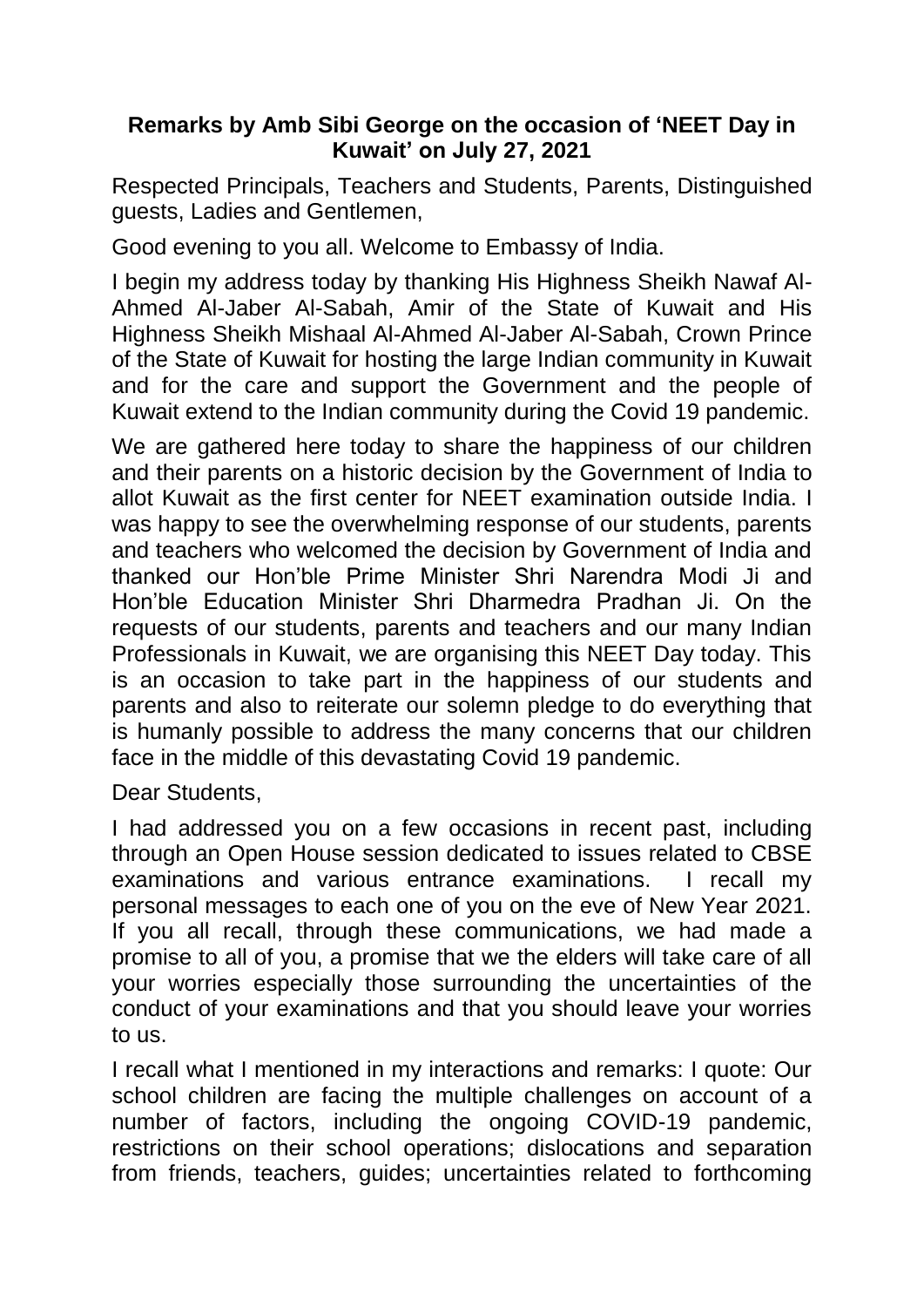**Remarks by Amb Sibi George on the occasion of 'NEET Day in Kuwait' on July 27, 2021**

Respected Principals, Teachers and Students, Parents, Distinguished guests, Ladies and Gentlemen,

Good evening to you all. Welcome to Embassy of India.

I begin my address today by thanking His Highness Sheikh Nawaf Al-Ahmed Al-Jaber Al-Sabah, Amir of the State of Kuwait and His Highness Sheikh Mishaal Al-Ahmed Al-Jaber Al-Sabah, Crown Prince of the State of Kuwait for hosting the large Indian community in Kuwait and for the care and support the Government and the people of Kuwait extend to the Indian community during the Covid 19 pandemic.

We are gathered here today to share the happiness of our children and their parents on a historic decision by the Government of India to allot Kuwait as the first center for NEET examination outside India. I was happy to see the overwhelming response of our students, parents and teachers who welcomed the decision by Government of India and thanked our Hon'ble Prime Minister Shri Narendra Modi Ji and Hon'ble Education Minister Shri Dharmedra Pradhan Ji. On the requests of our students, parents and teachers and our many Indian Professionals in Kuwait, we are organising this NEET Day today. This is an occasion to take part in the happiness of our students and parents and also to reiterate our solemn pledge to do everything that is humanly possible to address the many concerns that our children face in the middle of this devastating Covid 19 pandemic.

Dear Students,

I had addressed you on a few occasions in recent past, including through an Open House session dedicated to issues related to CBSE examinations and various entrance examinations. I recall my personal messages to each one of you on the eve of New Year 2021. If you all recall, through these communications, we had made a promise to all of you, a promise that we the elders will take care of all your worries especially those surrounding the uncertainties of the conduct of your examinations and that you should leave your worries to us.

I recall what I mentioned in my interactions and remarks: I quote: Our school children are facing the multiple challenges on account of a number of factors, including the ongoing COVID-19 pandemic, restrictions on their school operations; dislocations and separation from friends, teachers, guides; uncertainties related to forthcoming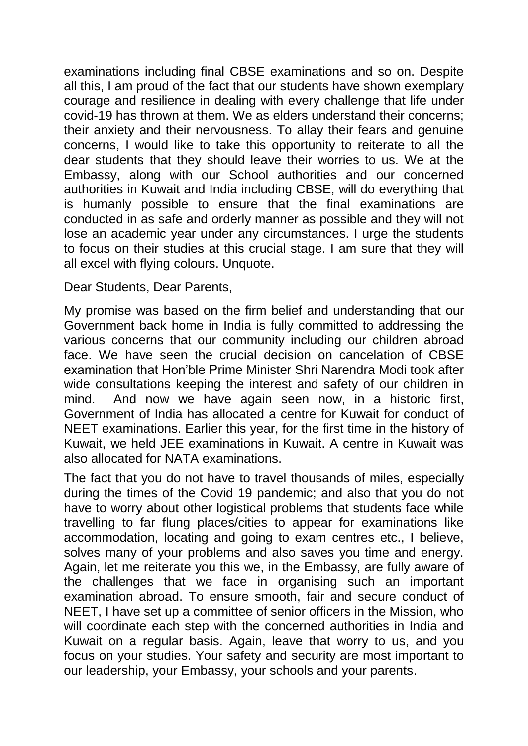examinations including final CBSE examinations and so on. Despite all this, I am proud of the fact that our students have shown exemplary courage and resilience in dealing with every challenge that life under covid-19 has thrown at them. We as elders understand their concerns; their anxiety and their nervousness. To allay their fears and genuine concerns, I would like to take this opportunity to reiterate to all the dear students that they should leave their worries to us. We at the Embassy, along with our School authorities and our concerned authorities in Kuwait and India including CBSE, will do everything that is humanly possible to ensure that the final examinations are conducted in as safe and orderly manner as possible and they will not lose an academic year under any circumstances. I urge the students to focus on their studies at this crucial stage. I am sure that they will all excel with flying colours. Unquote.

Dear Students, Dear Parents,

My promise was based on the firm belief and understanding that our Government back home in India is fully committed to addressing the various concerns that our community including our children abroad face. We have seen the crucial decision on cancelation of CBSE examination that Hon'ble Prime Minister Shri Narendra Modi took after wide consultations keeping the interest and safety of our children in mind. And now we have again seen now, in a historic first, Government of India has allocated a centre for Kuwait for conduct of NEET examinations. Earlier this year, for the first time in the history of Kuwait, we held JEE examinations in Kuwait. A centre in Kuwait was also allocated for NATA examinations.

The fact that you do not have to travel thousands of miles, especially during the times of the Covid 19 pandemic; and also that you do not have to worry about other logistical problems that students face while travelling to far flung places/cities to appear for examinations like accommodation, locating and going to exam centres etc., I believe, solves many of your problems and also saves you time and energy. Again, let me reiterate you this we, in the Embassy, are fully aware of the challenges that we face in organising such an important examination abroad. To ensure smooth, fair and secure conduct of NEET, I have set up a committee of senior officers in the Mission, who will coordinate each step with the concerned authorities in India and Kuwait on a regular basis. Again, leave that worry to us, and you focus on your studies. Your safety and security are most important to our leadership, your Embassy, your schools and your parents.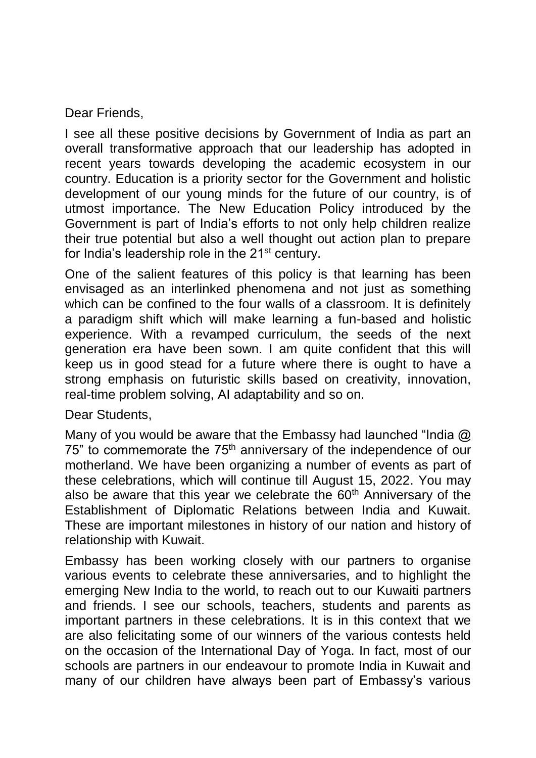Dear Friends,

I see all these positive decisions by Government of India as part an overall transformative approach that our leadership has adopted in recent years towards developing the academic ecosystem in our country. Education is a priority sector for the Government and holistic development of our young minds for the future of our country, is of utmost importance. The New Education Policy introduced by the Government is part of India's efforts to not only help children realize their true potential but also a well thought out action plan to prepare for India's leadership role in the 21st century.

One of the salient features of this policy is that learning has been envisaged as an interlinked phenomena and not just as something which can be confined to the four walls of a classroom. It is definitely a paradigm shift which will make learning a fun-based and holistic experience. With a revamped curriculum, the seeds of the next generation era have been sown. I am quite confident that this will keep us in good stead for a future where there is ought to have a strong emphasis on futuristic skills based on creativity, innovation, real-time problem solving, AI adaptability and so on.

Dear Students,

Many of you would be aware that the Embassy had launched "India @ 75" to commemorate the 75th anniversary of the independence of our motherland. We have been organizing a number of events as part of these celebrations, which will continue till August 15, 2022. You may also be aware that this year we celebrate the 60th Anniversary of the Establishment of Diplomatic Relations between India and Kuwait. These are important milestones in history of our nation and history of relationship with Kuwait.

Embassy has been working closely with our partners to organise various events to celebrate these anniversaries, and to highlight the emerging New India to the world, to reach out to our Kuwaiti partners and friends. I see our schools, teachers, students and parents as important partners in these celebrations. It is in this context that we are also felicitating some of our winners of the various contests held on the occasion of the International Day of Yoga. In fact, most of our schools are partners in our endeavour to promote India in Kuwait and many of our children have always been part of Embassy's various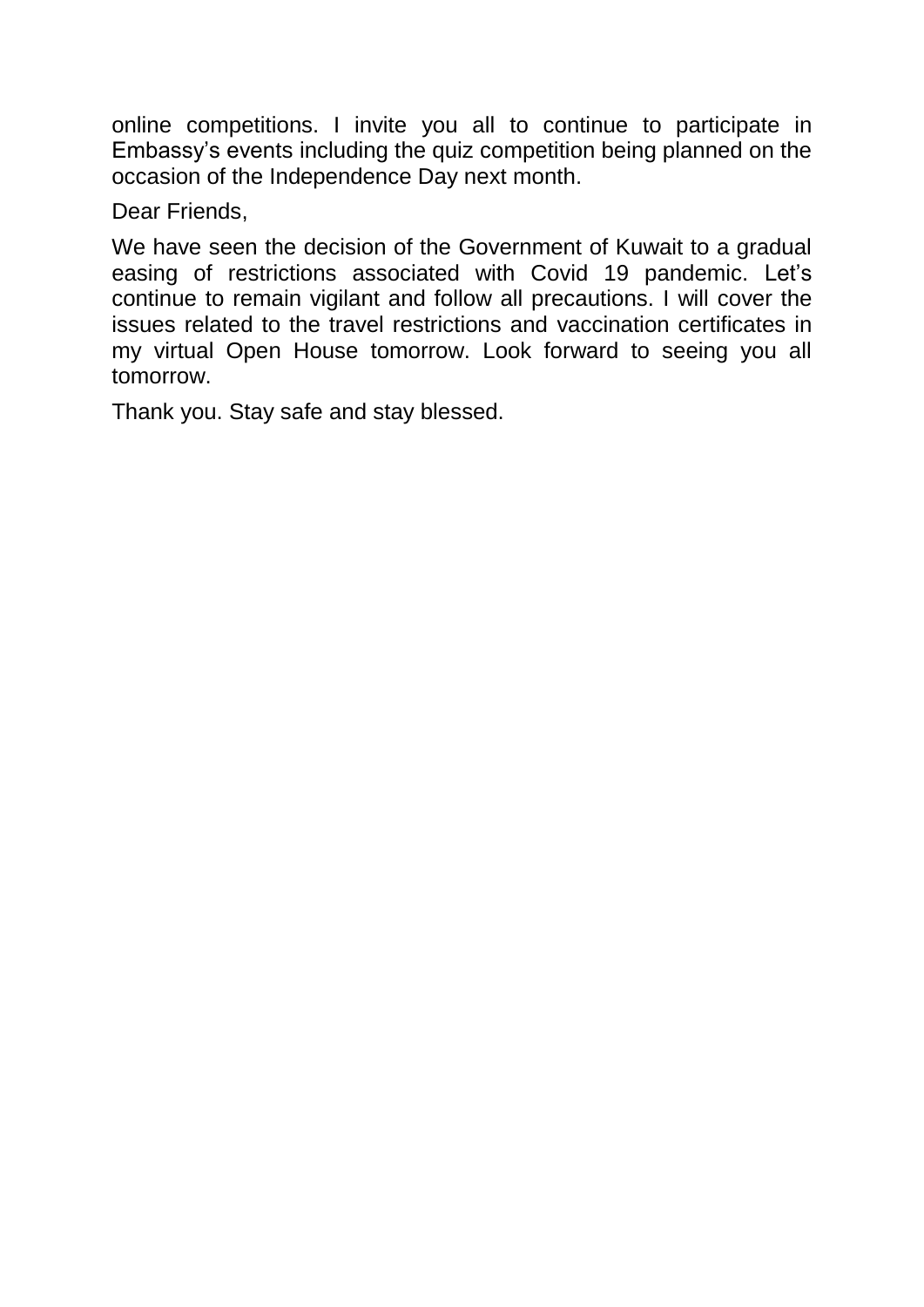online competitions. I invite you all to continue to participate in Embassy's events including the quiz competition being planned on the occasion of the Independence Day next month.

Dear Friends,

We have seen the decision of the Government of Kuwait to a gradual easing of restrictions associated with Covid 19 pandemic. Let's continue to remain vigilant and follow all precautions. I will cover the issues related to the travel restrictions and vaccination certificates in my virtual Open House tomorrow. Look forward to seeing you all tomorrow.

Thank you. Stay safe and stay blessed.